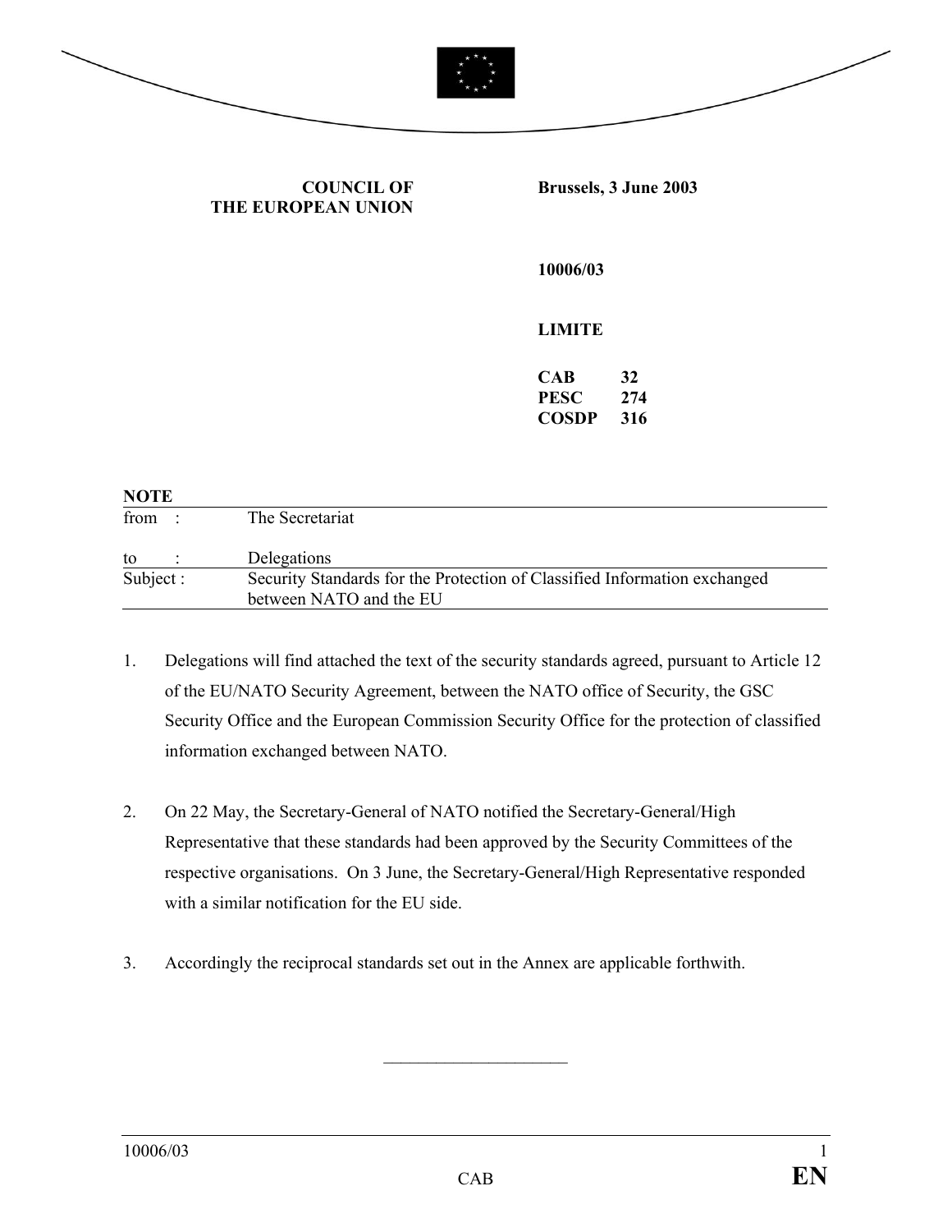**COUNCIL OF THE EUROPEAN UNION**

**Brussels, 3 June 2003**

**10006/03**

**LIMITE**

**CAB 32**
**PESC 274**
**COSDP 316**

**NOTE**

| | |
|---|---|
| from : | The Secretariat |
| to : | Delegations |
| Subject : | Security Standards for the Protection of Classified Information exchanged between NATO and the EU |

1. Delegations will find attached the text of the security standards agreed, pursuant to Article 12 of the EU/NATO Security Agreement, between the NATO office of Security, the GSC Security Office and the European Commission Security Office for the protection of classified information exchanged between NATO.

2. On 22 May, the Secretary-General of NATO notified the Secretary-General/High Representative that these standards had been approved by the Security Committees of the respective organisations. On 3 June, the Secretary-General/High Representative responded with a similar notification for the EU side.

3. Accordingly the reciprocal standards set out in the Annex are applicable forthwith.

---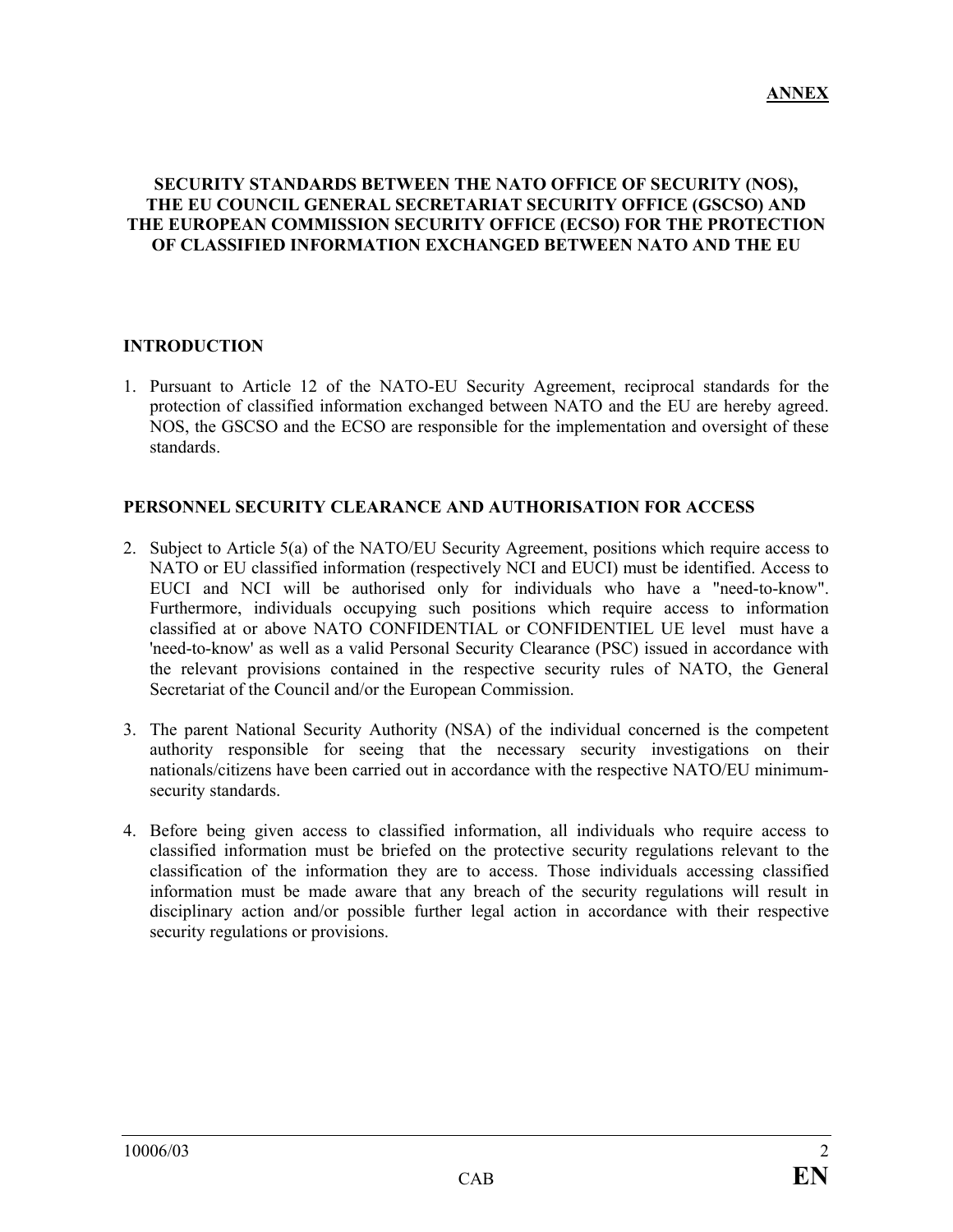**ANNEX**

**SECURITY STANDARDS BETWEEN THE NATO OFFICE OF SECURITY (NOS), THE EU COUNCIL GENERAL SECRETARIAT SECURITY OFFICE (GSCSO) AND THE EUROPEAN COMMISSION SECURITY OFFICE (ECSO) FOR THE PROTECTION OF CLASSIFIED INFORMATION EXCHANGED BETWEEN NATO AND THE EU**

## INTRODUCTION

1. Pursuant to Article 12 of the NATO-EU Security Agreement, reciprocal standards for the protection of classified information exchanged between NATO and the EU are hereby agreed. NOS, the GSCSO and the ECSO are responsible for the implementation and oversight of these standards.

## PERSONNEL SECURITY CLEARANCE AND AUTHORISATION FOR ACCESS

2. Subject to Article 5(a) of the NATO/EU Security Agreement, positions which require access to NATO or EU classified information (respectively NCI and EUCI) must be identified. Access to EUCI and NCI will be authorised only for individuals who have a "need-to-know". Furthermore, individuals occupying such positions which require access to information classified at or above NATO CONFIDENTIAL or CONFIDENTIEL UE level must have a 'need-to-know' as well as a valid Personal Security Clearance (PSC) issued in accordance with the relevant provisions contained in the respective security rules of NATO, the General Secretariat of the Council and/or the European Commission.

3. The parent National Security Authority (NSA) of the individual concerned is the competent authority responsible for seeing that the necessary security investigations on their nationals/citizens have been carried out in accordance with the respective NATO/EU minimum-security standards.

4. Before being given access to classified information, all individuals who require access to classified information must be briefed on the protective security regulations relevant to the classification of the information they are to access. Those individuals accessing classified information must be made aware that any breach of the security regulations will result in disciplinary action and/or possible further legal action in accordance with their respective security regulations or provisions.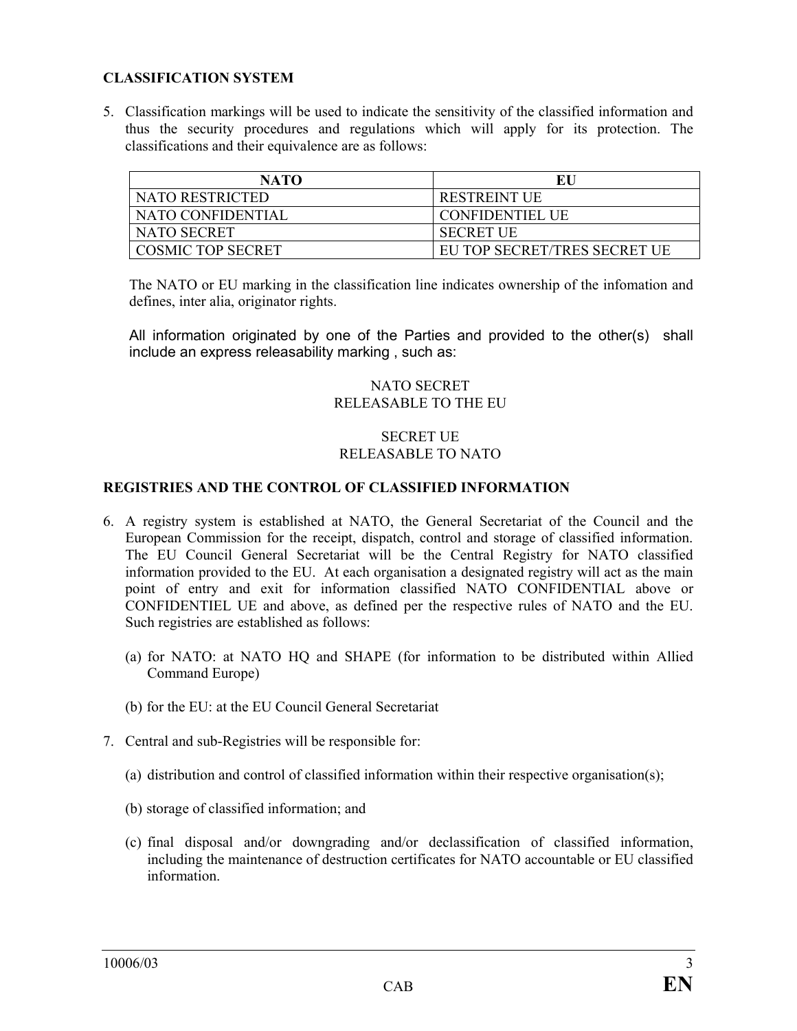**CLASSIFICATION SYSTEM**

5. Classification markings will be used to indicate the sensitivity of the classified information and thus the security procedures and regulations which will apply for its protection. The classifications and their equivalence are as follows:

| NATO | EU |
|---|---|
| NATO RESTRICTED | RESTREINT UE |
| NATO CONFIDENTIAL | CONFIDENTIEL UE |
| NATO SECRET | SECRET UE |
| COSMIC TOP SECRET | EU TOP SECRET/TRES SECRET UE |

The NATO or EU marking in the classification line indicates ownership of the infomation and defines, inter alia, originator rights.

All information originated by one of the Parties and provided to the other(s) shall include an express releasability marking , such as:

NATO SECRET
RELEASABLE TO THE EU

SECRET UE
RELEASABLE TO NATO

**REGISTRIES AND THE CONTROL OF CLASSIFIED INFORMATION**

6. A registry system is established at NATO, the General Secretariat of the Council and the European Commission for the receipt, dispatch, control and storage of classified information. The EU Council General Secretariat will be the Central Registry for NATO classified information provided to the EU. At each organisation a designated registry will act as the main point of entry and exit for information classified NATO CONFIDENTIAL above or CONFIDENTIEL UE and above, as defined per the respective rules of NATO and the EU. Such registries are established as follows:

   (a) for NATO: at NATO HQ and SHAPE (for information to be distributed within Allied Command Europe)

   (b) for the EU: at the EU Council General Secretariat

7. Central and sub-Registries will be responsible for:

   (a) distribution and control of classified information within their respective organisation(s);

   (b) storage of classified information; and

   (c) final disposal and/or downgrading and/or declassification of classified information, including the maintenance of destruction certificates for NATO accountable or EU classified information.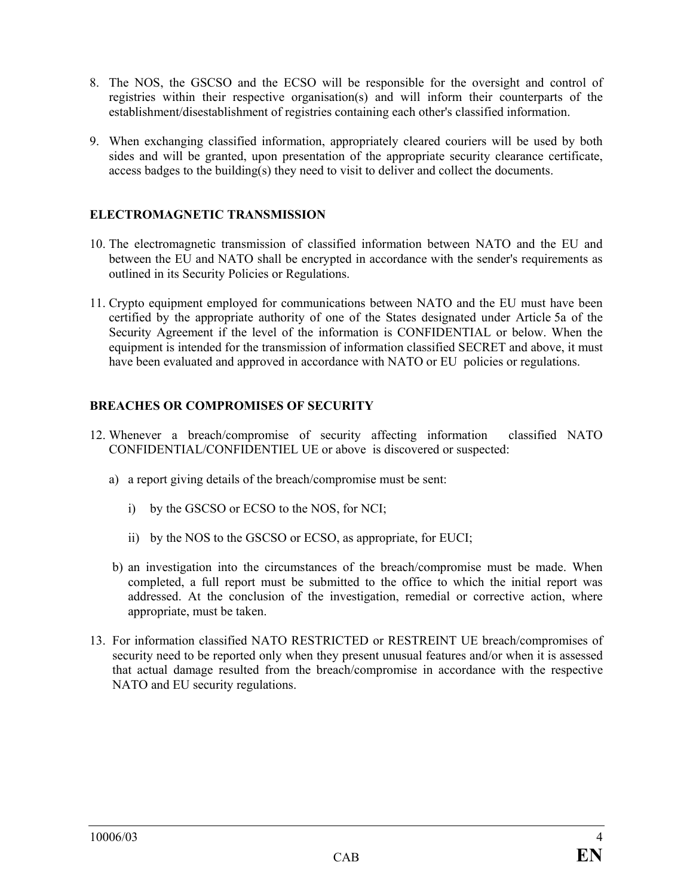8. The NOS, the GSCSO and the ECSO will be responsible for the oversight and control of registries within their respective organisation(s) and will inform their counterparts of the establishment/disestablishment of registries containing each other's classified information.

9. When exchanging classified information, appropriately cleared couriers will be used by both sides and will be granted, upon presentation of the appropriate security clearance certificate, access badges to the building(s) they need to visit to deliver and collect the documents.

**ELECTROMAGNETIC TRANSMISSION**

10. The electromagnetic transmission of classified information between NATO and the EU and between the EU and NATO shall be encrypted in accordance with the sender's requirements as outlined in its Security Policies or Regulations.

11. Crypto equipment employed for communications between NATO and the EU must have been certified by the appropriate authority of one of the States designated under Article 5a of the Security Agreement if the level of the information is CONFIDENTIAL or below. When the equipment is intended for the transmission of information classified SECRET and above, it must have been evaluated and approved in accordance with NATO or EU policies or regulations.

**BREACHES OR COMPROMISES OF SECURITY**

12. Whenever a breach/compromise of security affecting information classified NATO CONFIDENTIAL/CONFIDENTIEL UE or above is discovered or suspected:

    a) a report giving details of the breach/compromise must be sent:

       i) by the GSCSO or ECSO to the NOS, for NCI;

       ii) by the NOS to the GSCSO or ECSO, as appropriate, for EUCI;

    b) an investigation into the circumstances of the breach/compromise must be made. When completed, a full report must be submitted to the office to which the initial report was addressed. At the conclusion of the investigation, remedial or corrective action, where appropriate, must be taken.

13. For information classified NATO RESTRICTED or RESTREINT UE breach/compromises of security need to be reported only when they present unusual features and/or when it is assessed that actual damage resulted from the breach/compromise in accordance with the respective NATO and EU security regulations.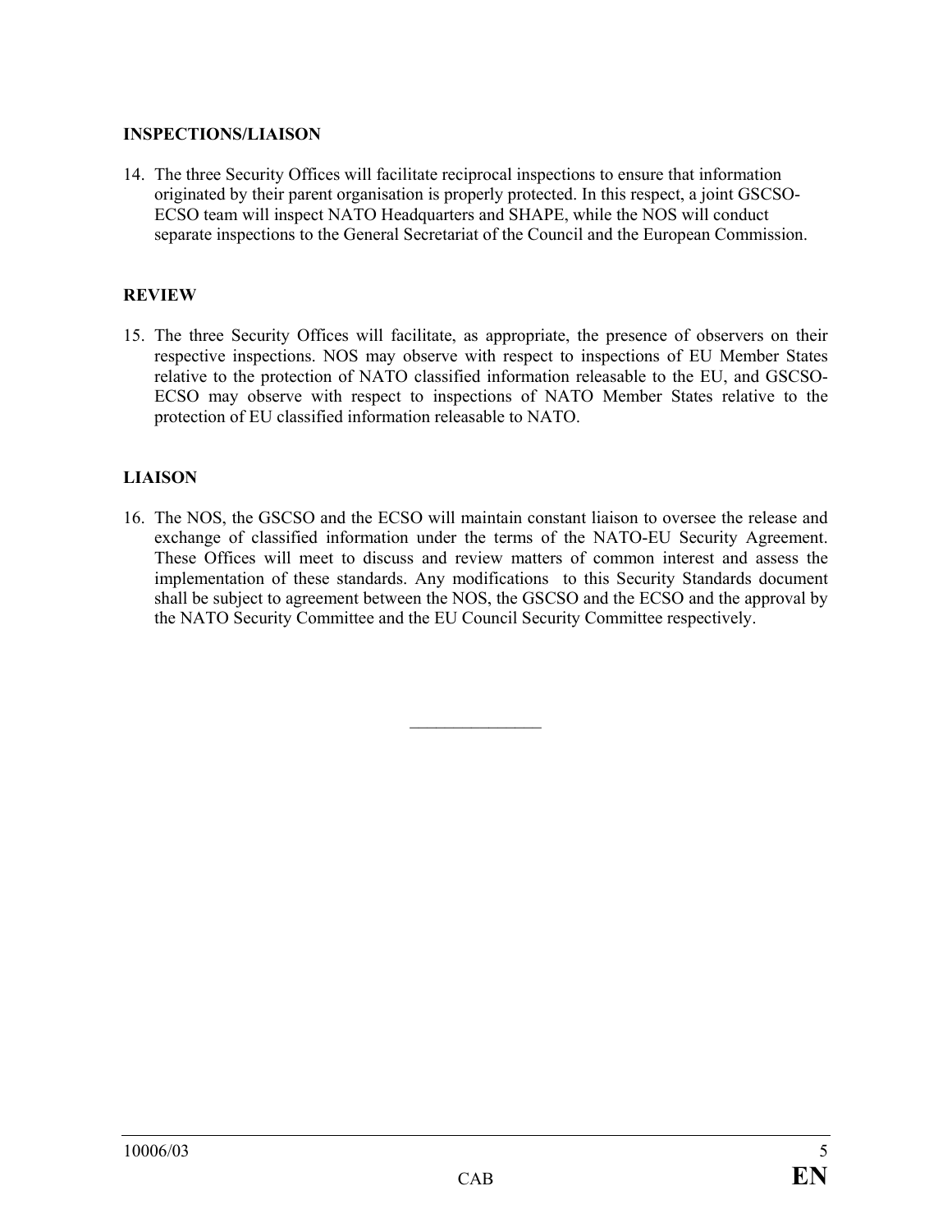**INSPECTIONS/LIAISON**

14. The three Security Offices will facilitate reciprocal inspections to ensure that information originated by their parent organisation is properly protected. In this respect, a joint GSCSO-ECSO team will inspect NATO Headquarters and SHAPE, while the NOS will conduct separate inspections to the General Secretariat of the Council and the European Commission.

**REVIEW**

15. The three Security Offices will facilitate, as appropriate, the presence of observers on their respective inspections. NOS may observe with respect to inspections of EU Member States relative to the protection of NATO classified information releasable to the EU, and GSCSO-ECSO may observe with respect to inspections of NATO Member States relative to the protection of EU classified information releasable to NATO.

**LIAISON**

16. The NOS, the GSCSO and the ECSO will maintain constant liaison to oversee the release and exchange of classified information under the terms of the NATO-EU Security Agreement. These Offices will meet to discuss and review matters of common interest and assess the implementation of these standards. Any modifications to this Security Standards document shall be subject to agreement between the NOS, the GSCSO and the ECSO and the approval by the NATO Security Committee and the EU Council Security Committee respectively.

\_\_\_\_\_\_\_\_\_\_\_\_\_\_\_\_